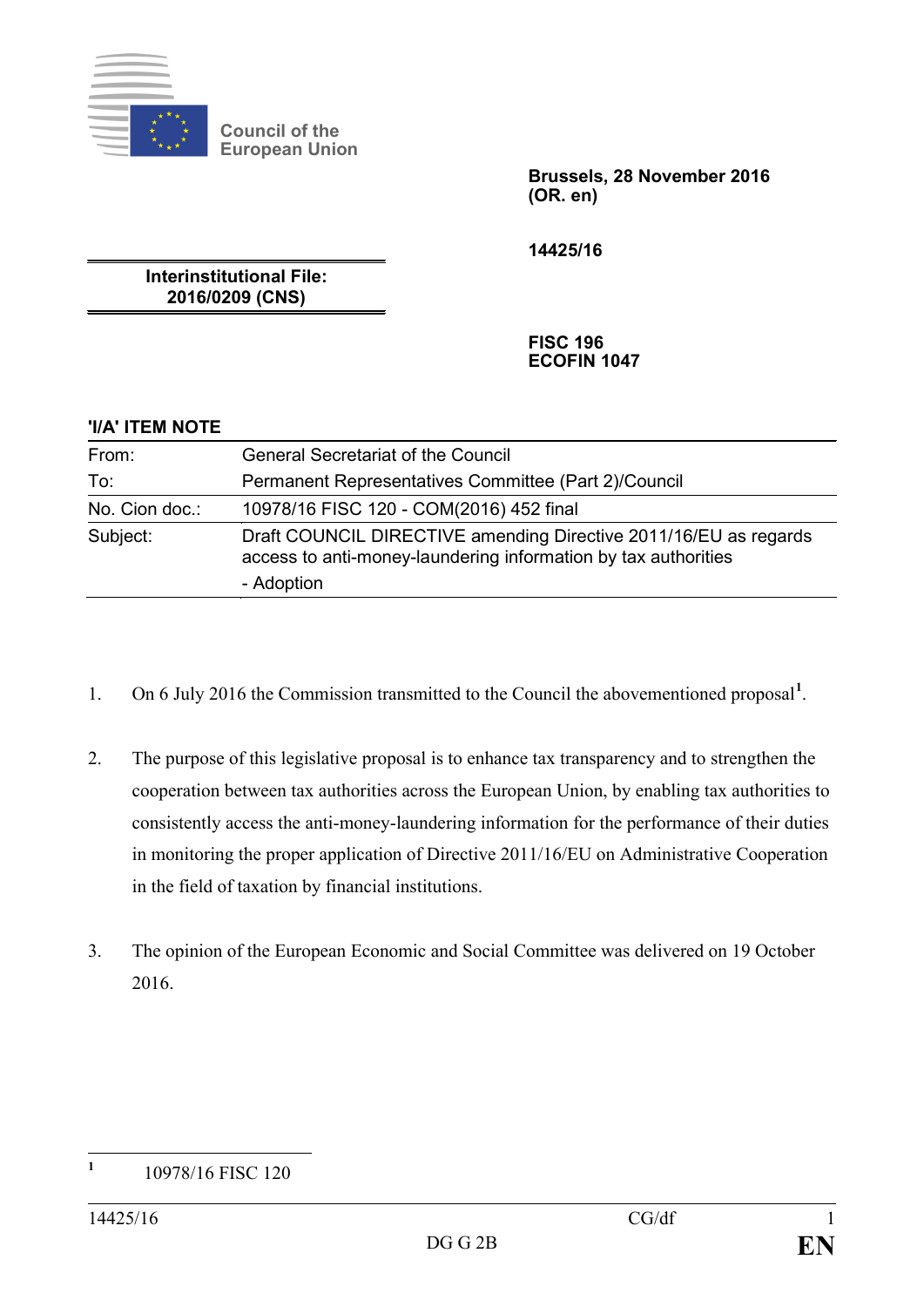Council of the European Union

**Brussels, 28 November 2016**
**(OR. en)**

**14425/16**

**Interinstitutional File:**
**2016/0209 (CNS)**

**FISC 196**
**ECOFIN 1047**

**'I/A' ITEM NOTE**

| | |
|---|---|
| From: | General Secretariat of the Council |
| To: | Permanent Representatives Committee (Part 2)/Council |
| No. Cion doc.: | 10978/16 FISC 120 - COM(2016) 452 final |
| Subject: | Draft COUNCIL DIRECTIVE amending Directive 2011/16/EU as regards access to anti-money-laundering information by tax authorities<br>- Adoption |

1. On 6 July 2016 the Commission transmitted to the Council the abovementioned proposal[1].

2. The purpose of this legislative proposal is to enhance tax transparency and to strengthen the cooperation between tax authorities across the European Union, by enabling tax authorities to consistently access the anti-money-laundering information for the performance of their duties in monitoring the proper application of Directive 2011/16/EU on Administrative Cooperation in the field of taxation by financial institutions.

3. The opinion of the European Economic and Social Committee was delivered on 19 October 2016.

---

[1] 10978/16 FISC 120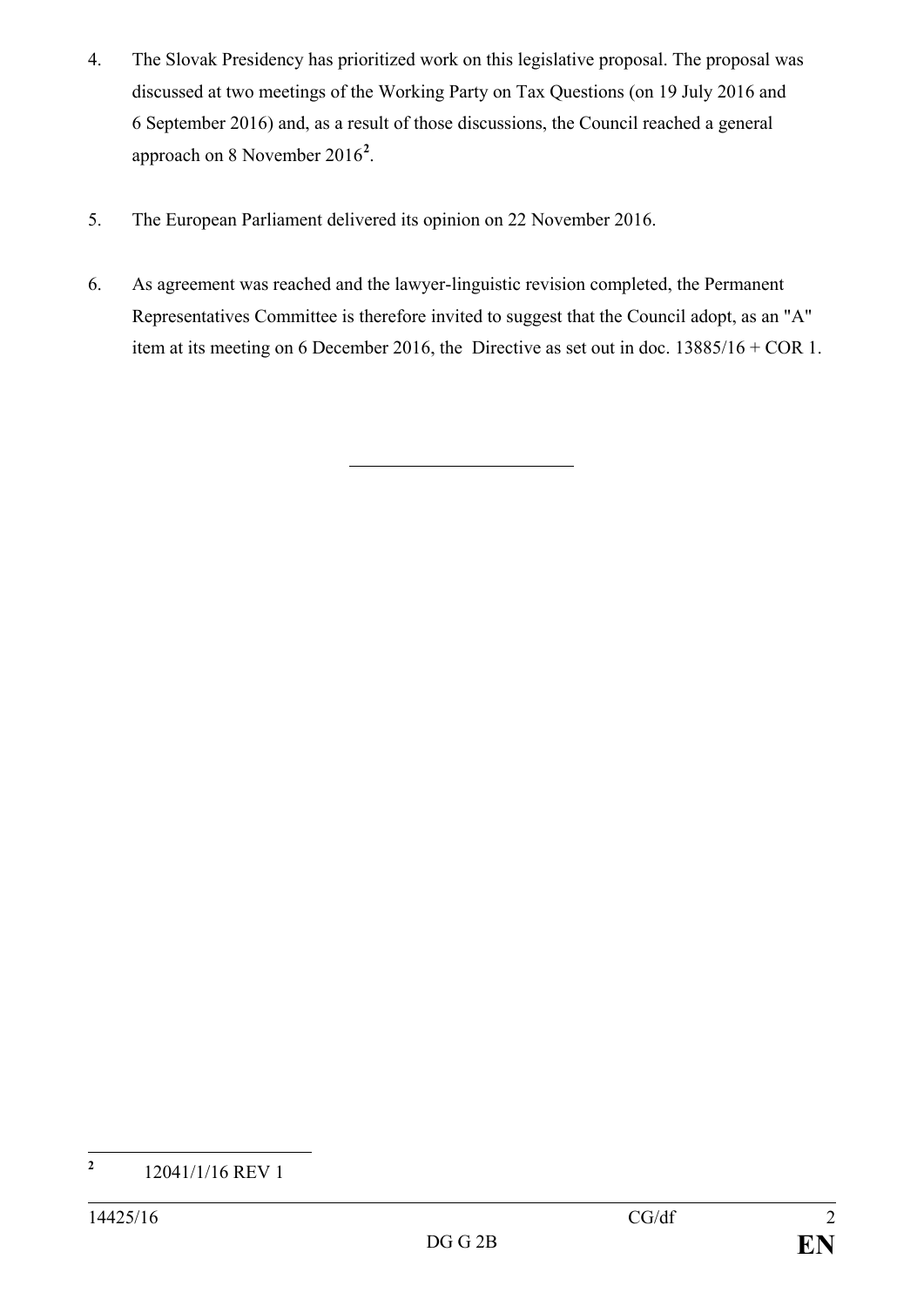4. The Slovak Presidency has prioritized work on this legislative proposal. The proposal was discussed at two meetings of the Working Party on Tax Questions (on 19 July 2016 and 6 September 2016) and, as a result of those discussions, the Council reached a general approach on 8 November 2016[2].

5. The European Parliament delivered its opinion on 22 November 2016.

6. As agreement was reached and the lawyer-linguistic revision completed, the Permanent Representatives Committee is therefore invited to suggest that the Council adopt, as an "A" item at its meeting on 6 December 2016, the Directive as set out in doc. 13885/16 + COR 1.

---

[2] 12041/1/16 REV 1